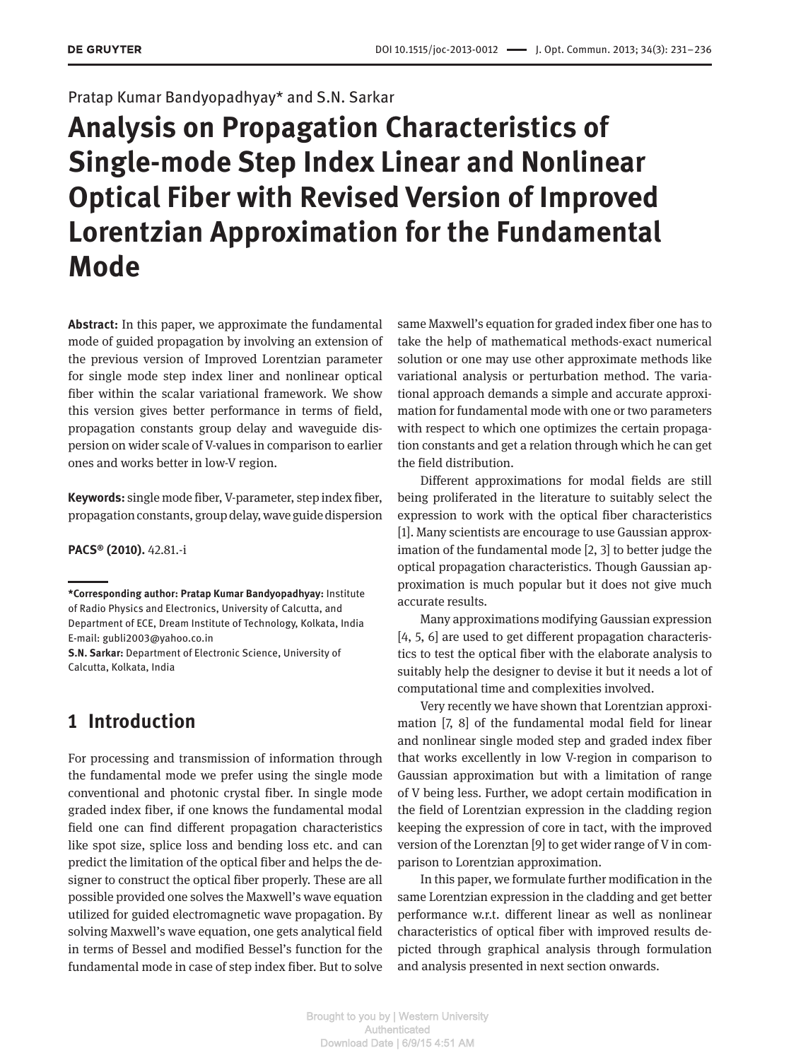Pratap Kumar Bandyopadhyay* and S.N. Sarkar

# Analysis on Propagation Characteristics of Single-mode Step Index Linear and Nonlinear Optical Fiber with Revised Version of Improved Lorentzian Approximation for the Fundamental Mode

**Abstract:** In this paper, we approximate the fundamental mode of guided propagation by involving an extension of the previous version of Improved Lorentzian parameter for single mode step index liner and nonlinear optical fiber within the scalar variational framework. We show this version gives better performance in terms of field, propagation constants group delay and waveguide dispersion on wider scale of V-values in comparison to earlier ones and works better in low-V region.

**Keywords:** single mode fiber, V-parameter, step index fiber, propagation constants, group delay, wave guide dispersion

**PACS® (2010).** 42.81.-i

**\*Corresponding author: Pratap Kumar Bandyopadhyay:** Institute of Radio Physics and Electronics, University of Calcutta, and Department of ECE, Dream Institute of Technology, Kolkata, India E-mail: gubli2003@yahoo.co.in
**S.N. Sarkar:** Department of Electronic Science, University of Calcutta, Kolkata, India

## 1 Introduction

For processing and transmission of information through the fundamental mode we prefer using the single mode conventional and photonic crystal fiber. In single mode graded index fiber, if one knows the fundamental modal field one can find different propagation characteristics like spot size, splice loss and bending loss etc. and can predict the limitation of the optical fiber and helps the designer to construct the optical fiber properly. These are all possible provided one solves the Maxwell's wave equation utilized for guided electromagnetic wave propagation. By solving Maxwell's wave equation, one gets analytical field in terms of Bessel and modified Bessel's function for the fundamental mode in case of step index fiber. But to solve same Maxwell's equation for graded index fiber one has to take the help of mathematical methods-exact numerical solution or one may use other approximate methods like variational analysis or perturbation method. The variational approach demands a simple and accurate approximation for fundamental mode with one or two parameters with respect to which one optimizes the certain propagation constants and get a relation through which he can get the field distribution.

Different approximations for modal fields are still being proliferated in the literature to suitably select the expression to work with the optical fiber characteristics [1]. Many scientists are encourage to use Gaussian approximation of the fundamental mode [2, 3] to better judge the optical propagation characteristics. Though Gaussian approximation is much popular but it does not give much accurate results.

Many approximations modifying Gaussian expression [4, 5, 6] are used to get different propagation characteristics to test the optical fiber with the elaborate analysis to suitably help the designer to devise it but it needs a lot of computational time and complexities involved.

Very recently we have shown that Lorentzian approximation [7, 8] of the fundamental modal field for linear and nonlinear single moded step and graded index fiber that works excellently in low V-region in comparison to Gaussian approximation but with a limitation of range of V being less. Further, we adopt certain modification in the field of Lorentzian expression in the cladding region keeping the expression of core in tact, with the improved version of the Lorenztan [9] to get wider range of V in comparison to Lorentzian approximation.

In this paper, we formulate further modification in the same Lorentzian expression in the cladding and get better performance w.r.t. different linear as well as nonlinear characteristics of optical fiber with improved results depicted through graphical analysis through formulation and analysis presented in next section onwards.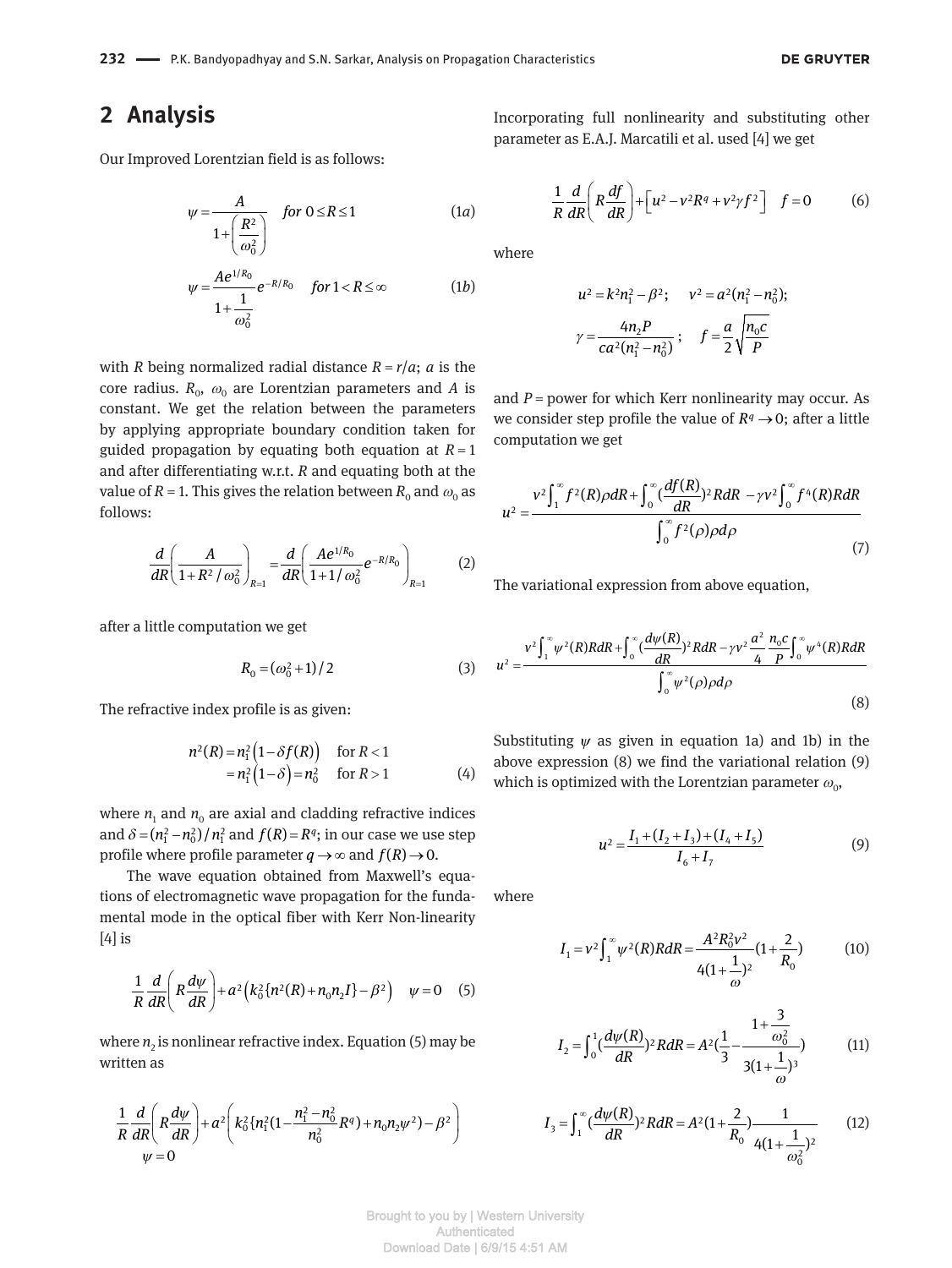## 2 Analysis

Our Improved Lorentzian field is as follows:

$$\psi = \frac{A}{1+\left(\frac{R^2}{\omega_0^2}\right)} \quad for\ 0 \le R \le 1 \tag{1a}$$

$$\psi = \frac{Ae^{1/R_0}}{1+\frac{1}{\omega_0^2}} e^{-R/R_0} \quad for\ 1 < R \le \infty \tag{1b}$$

with $R$ being normalized radial distance $R = r/a$; $a$ is the core radius. $R_0$, $\omega_0$ are Lorentzian parameters and $A$ is constant. We get the relation between the parameters by applying appropriate boundary condition taken for guided propagation by equating both equation at $R = 1$ and after differentiating w.r.t. $R$ and equating both at the value of $R = 1$. This gives the relation between $R_0$ and $\omega_0$ as follows:

$$\frac{d}{dR}\left(\frac{A}{1+R^2/\omega_0^2}\right)_{R=1} = \frac{d}{dR}\left(\frac{Ae^{1/R_0}}{1+1/\omega_0^2} e^{-R/R_0}\right)_{R=1} \tag{2}$$

after a little computation we get

$$R_0 = (\omega_0^2 + 1)/2 \tag{3}$$

The refractive index profile is as given:

$$\begin{aligned} n^2(R) &= n_1^2\left(1-\delta f(R)\right) \quad \text{for } R<1 \\ &= n_1^2\left(1-\delta\right) = n_0^2 \quad \text{for } R>1 \end{aligned} \tag{4}$$

where $n_1$ and $n_0$ are axial and cladding refractive indices and $\delta = (n_1^2 - n_0^2)/n_1^2$ and $f(R) = R^q$; in our case we use step profile where profile parameter $q \to \infty$ and $f(R) \to 0$.

The wave equation obtained from Maxwell's equations of electromagnetic wave propagation for the fundamental mode in the optical fiber with Kerr Non-linearity [4] is

$$\frac{1}{R}\frac{d}{dR}\left(R\frac{d\psi}{dR}\right) + a^2\left(k_0^2\{n^2(R) + n_0 n_2 I\} - \beta^2\right) \quad \psi = 0 \tag{5}$$

where $n_2$ is nonlinear refractive index. Equation (5) may be written as

$$\frac{1}{R}\frac{d}{dR}\left(R\frac{d\psi}{dR}\right) + a^2\left(k_0^2\{n_1^2(1-\frac{n_1^2-n_0^2}{n_0^2}R^q) + n_0 n_2 \psi^2\} - \beta^2\right) \quad \psi = 0$$

Incorporating full nonlinearity and substituting other parameter as E.A.J. Marcatili et al. used [4] we get

$$\frac{1}{R}\frac{d}{dR}\left(R\frac{df}{dR}\right) + \left[u^2 - v^2 R^q + v^2 \gamma f^2\right] \quad f = 0 \tag{6}$$

where

$$u^2 = k^2 n_1^2 - \beta^2; \quad v^2 = a^2(n_1^2 - n_0^2);$$

$$\gamma = \frac{4n_2 P}{ca^2(n_1^2 - n_0^2)}; \quad f = \frac{a}{2}\sqrt{\frac{n_0 c}{P}}$$

and $P$ = power for which Kerr nonlinearity may occur. As we consider step profile the value of $R^q \to 0$; after a little computation we get

$$u^2 = \frac{v^2\int_1^\infty f^2(R)\rho dR + \int_0^\infty (\frac{df(R)}{dR})^2 R dR \ - \gamma v^2 \int_0^\infty f^4(R) R dR}{\int_0^\infty f^2(\rho)\rho d\rho} \tag{7}$$

The variational expression from above equation,

$$u^2 = \frac{v^2\int_1^\infty \psi^2(R) R dR + \int_0^\infty (\frac{d\psi(R)}{dR})^2 R dR - \gamma v^2 \frac{a^2}{4}\frac{n_0 c}{P}\int_0^\infty \psi^4(R) R dR}{\int_0^\infty \psi^2(\rho)\rho d\rho} \tag{8}$$

Substituting $\psi$ as given in equation 1a) and 1b) in the above expression (8) we find the variational relation (9) which is optimized with the Lorentzian parameter $\omega_0$,

$$u^2 = \frac{I_1 + (I_2 + I_3) + (I_4 + I_5)}{I_6 + I_7} \tag{9}$$

where

$$I_1 = v^2\int_1^\infty \psi^2(R) R dR = \frac{A^2 R_0^2 v^2}{4(1+\frac{1}{\omega})^2}(1+\frac{2}{R_0}) \tag{10}$$

$$I_2 = \int_0^1 (\frac{d\psi(R)}{dR})^2 R dR = A^2(\frac{1}{3} - \frac{1+\frac{3}{\omega_0^2}}{3(1+\frac{1}{\omega})^3}) \tag{11}$$

$$I_3 = \int_1^\infty (\frac{d\psi(R)}{dR})^2 R dR = A^2(1+\frac{2}{R_0})\frac{1}{4(1+\frac{1}{\omega_0^2})^2} \tag{12}$$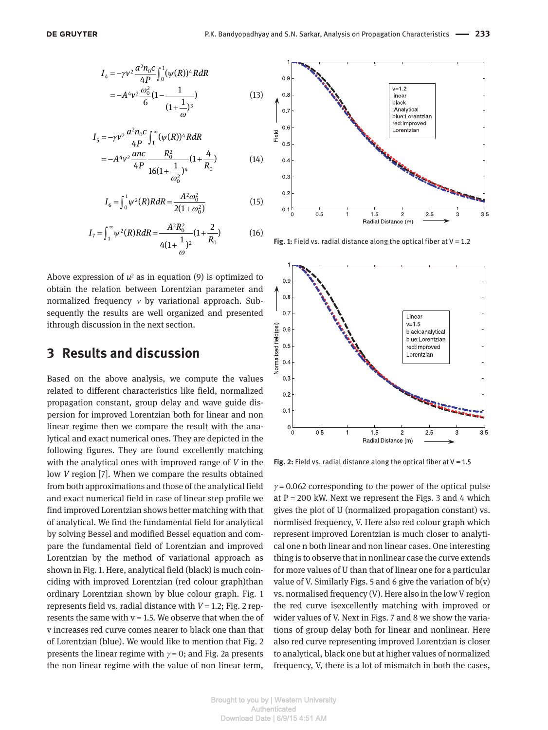$$I_4 = -\gamma v^2 \frac{a^2 n_0 c}{4P} \int_0^1 (\psi(R))^4 R dR$$
$$= -A^4 v^2 \frac{\omega_0^2}{6} (1 - \frac{1}{(1+\frac{1}{\omega})^3}) \tag{13}$$

$$I_5 = -\gamma v^2 \frac{a^2 n_0 c}{4P} \int_1^\infty (\psi(R))^4 R dR$$
$$= -A^4 v^2 \frac{anc}{4P} \frac{R_0^2}{16(1+\frac{1}{\omega_0^2})^4} (1 + \frac{4}{R_0}) \tag{14}$$

$$I_6 = \int_0^1 \psi^2(R) R dR = \frac{A^2 \omega_0^2}{2(1+\omega_0^2)} \tag{15}$$

$$I_7 = \int_1^\infty \psi^2(R) R dR = \frac{A^2 R_0^2}{4(1+\frac{1}{\omega})^2} (1 + \frac{2}{R_0}) \tag{16}$$

Above expression of $u^2$ as in equation (9) is optimized to obtain the relation between Lorentzian parameter and normalized frequency $v$ by variational approach. Subsequently the results are well organized and presented ithrough discussion in the next section.

## 3 Results and discussion

Based on the above analysis, we compute the values related to different characteristics like field, normalized propagation constant, group delay and wave guide dispersion for improved Lorentzian both for linear and non linear regime then we compare the result with the analytical and exact numerical ones. They are depicted in the following figures. They are found excellently matching with the analytical ones with improved range of $V$ in the low $V$ region [7]. When we compare the results obtained from both approximations and those of the analytical field and exact numerical field in case of linear step profile we find improved Lorentzian shows better matching with that of analytical. We find the fundamental field for analytical by solving Bessel and modified Bessel equation and compare the fundamental field of Lorentzian and improved Lorentzian by the method of variational approach as shown in Fig. 1. Here, analytical field (black) is much coinciding with improved Lorentzian (red colour graph)than ordinary Lorentzian shown by blue colour graph. Fig. 1 represents field vs. radial distance with $V = 1.2$; Fig. 2 represents the same with $v = 1.5$. We observe that when the of v increases red curve comes nearer to black one than that of Lorentzian (blue). We would like to mention that Fig. 2 presents the linear regime with $\gamma = 0$; and Fig. 2a presents the non linear regime with the value of non linear term, $\gamma = 0.062$ corresponding to the power of the optical pulse at P = 200 kW. Next we represent the Figs. 3 and 4 which gives the plot of U (normalized propagation constant) vs. normlised frequency, V. Here also red colour graph which represent improved Lorentzian is much closer to analytical one n both linear and non linear cases. One interesting thing is to observe that in nonlinear case the curve extends for more values of U than that of linear one for a particular value of V. Similarly Figs. 5 and 6 give the variation of b(v) vs. normalised frequency (V). Here also in the low V region the red curve isexcellently matching with improved or wider values of V. Next in Figs. 7 and 8 we show the variations of group delay both for linear and nonlinear. Here also red curve representing improved Lorentzian is closer to analytical, black one but at higher values of normalized frequency, V, there is a lot of mismatch in both the cases,

**Fig. 1:** Field vs. radial distance along the optical fiber at V = 1.2

**Fig. 2:** Field vs. radial distance along the optical fiber at V = 1.5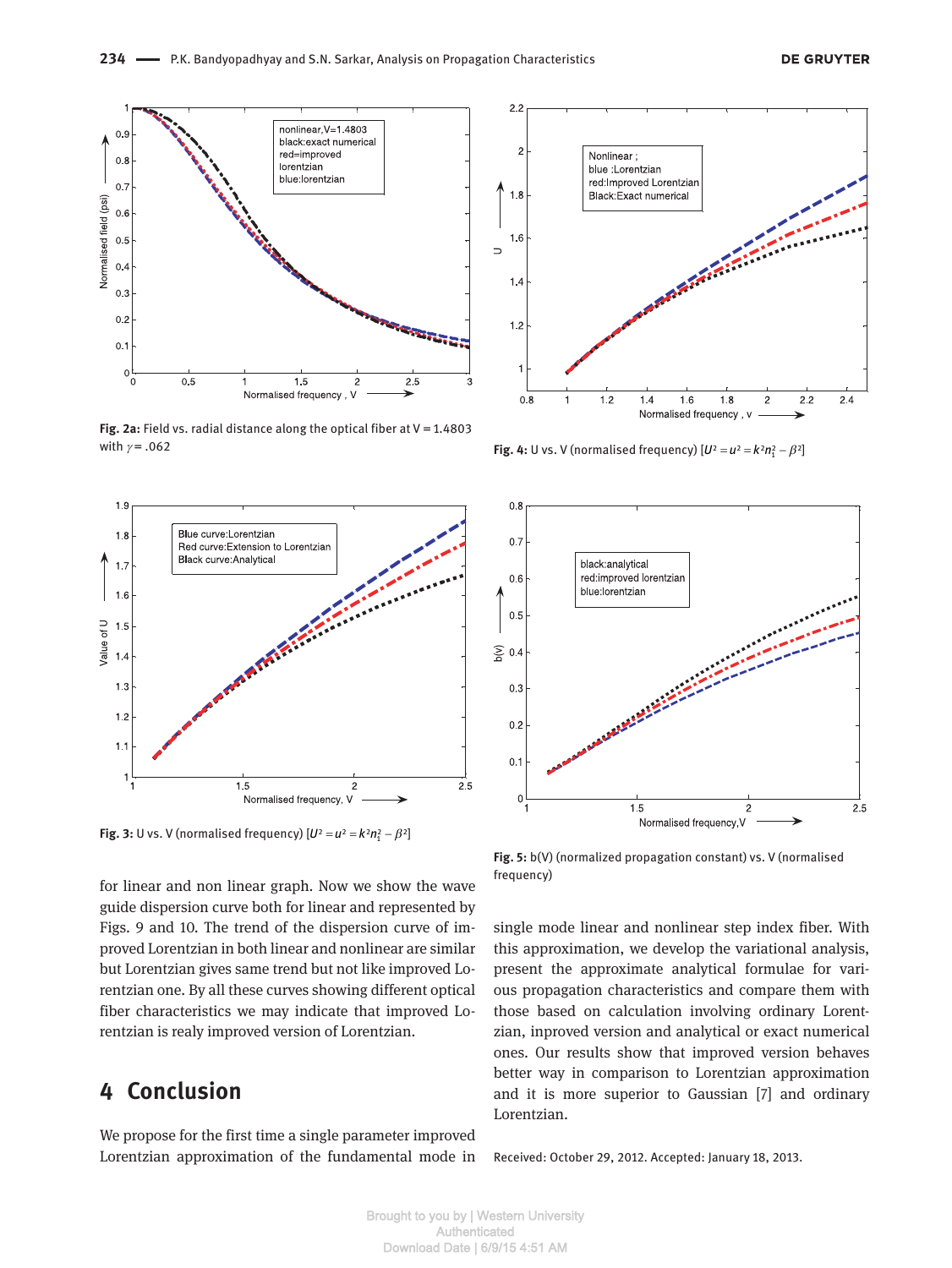Fig. 2a: Field vs. radial distance along the optical fiber at V = 1.4803 with $\gamma = .062$

Fig. 4: U vs. V (normalised frequency) $[U^2 = u^2 = k^2 n_1^2 - \beta^2]$

Fig. 3: U vs. V (normalised frequency) $[U^2 = u^2 = k^2 n_1^2 - \beta^2]$

Fig. 5: b(V) (normalized propagation constant) vs. V (normalised frequency)

for linear and non linear graph. Now we show the wave guide dispersion curve both for linear and represented by Figs. 9 and 10. The trend of the dispersion curve of improved Lorentzian in both linear and nonlinear are similar but Lorentzian gives same trend but not like improved Lorentzian one. By all these curves showing different optical fiber characteristics we may indicate that improved Lorentzian is realy improved version of Lorentzian.

## 4 Conclusion

We propose for the first time a single parameter improved Lorentzian approximation of the fundamental mode in single mode linear and nonlinear step index fiber. With this approximation, we develop the variational analysis, present the approximate analytical formulae for various propagation characteristics and compare them with those based on calculation involving ordinary Lorentzian, improved version and analytical or exact numerical ones. Our results show that improved version behaves better way in comparison to Lorentzian approximation and it is more superior to Gaussian [7] and ordinary Lorentzian.

Received: October 29, 2012. Accepted: January 18, 2013.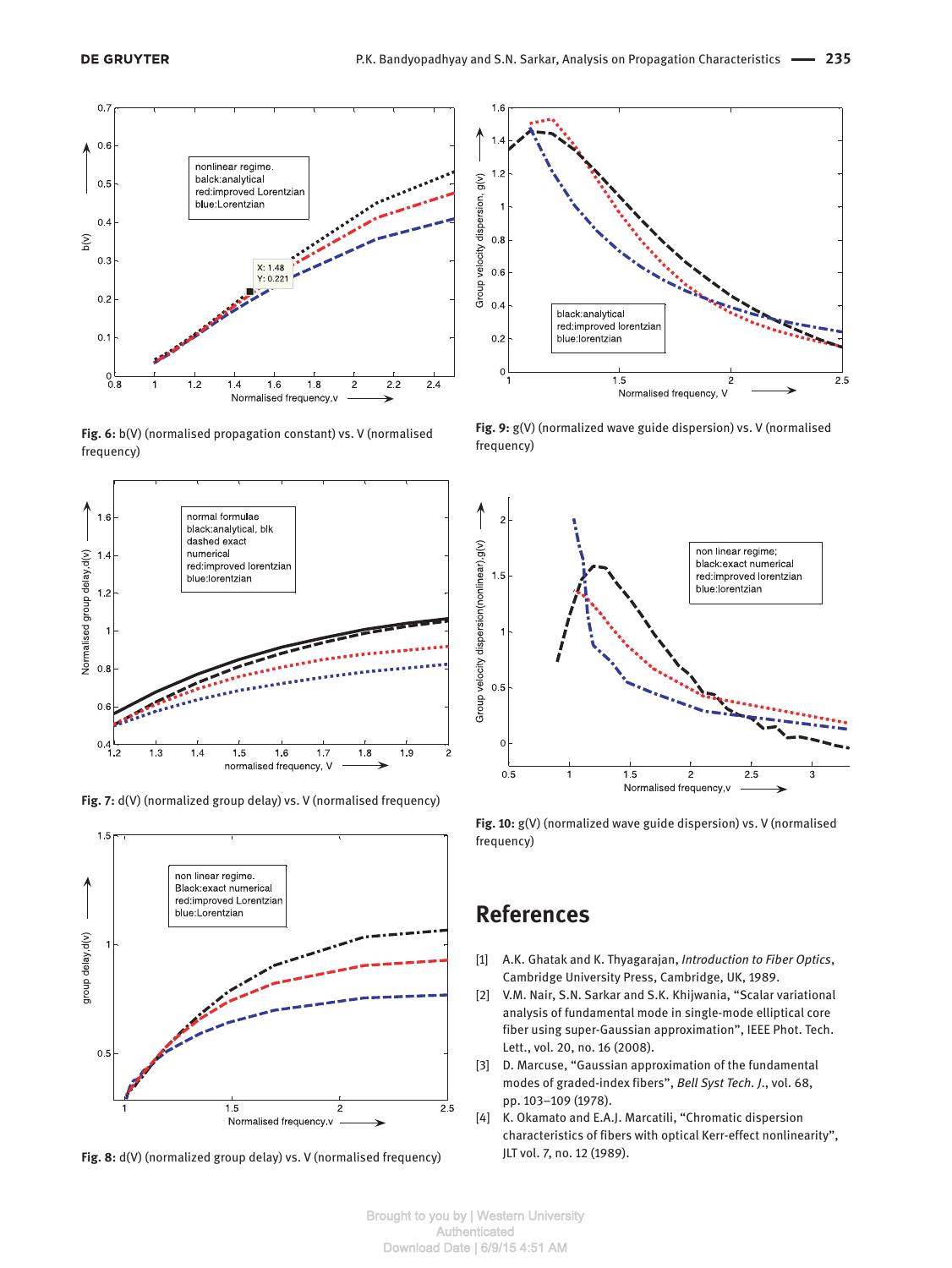**Fig. 6:** b(V) (normalised propagation constant) vs. V (normalised frequency)

**Fig. 9:** g(V) (normalized wave guide dispersion) vs. V (normalised frequency)

**Fig. 7:** d(V) (normalized group delay) vs. V (normalised frequency)

**Fig. 10:** g(V) (normalized wave guide dispersion) vs. V (normalised frequency)

**Fig. 8:** d(V) (normalized group delay) vs. V (normalised frequency)

## References

[1] A.K. Ghatak and K. Thyagarajan, *Introduction to Fiber Optics*, Cambridge University Press, Cambridge, UK, 1989.

[2] V.M. Nair, S.N. Sarkar and S.K. Khijwania, "Scalar variational analysis of fundamental mode in single-mode elliptical core fiber using super-Gaussian approximation", IEEE Phot. Tech. Lett., vol. 20, no. 16 (2008).

[3] D. Marcuse, "Gaussian approximation of the fundamental modes of graded-index fibers", *Bell Syst Tech. J.*, vol. 68, pp. 103–109 (1978).

[4] K. Okamato and E.A.J. Marcatili, "Chromatic dispersion characteristics of fibers with optical Kerr-effect nonlinearity", JLT vol. 7, no. 12 (1989).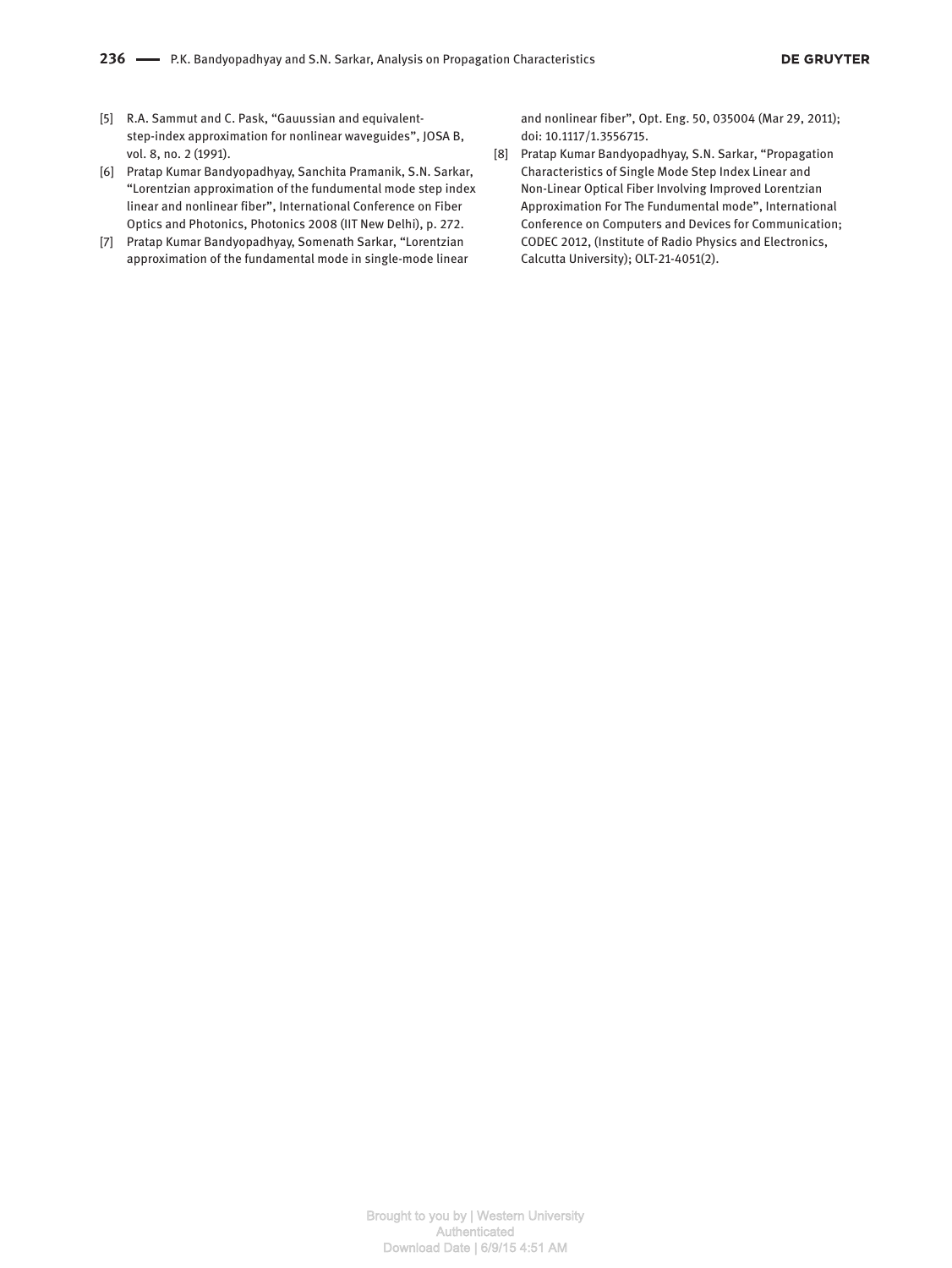[5] R.A. Sammut and C. Pask, "Gauussian and equivalent-step-index approximation for nonlinear waveguides", JOSA B, vol. 8, no. 2 (1991).

[6] Pratap Kumar Bandyopadhyay, Sanchita Pramanik, S.N. Sarkar, "Lorentzian approximation of the fundumental mode step index linear and nonlinear fiber", International Conference on Fiber Optics and Photonics, Photonics 2008 (IIT New Delhi), p. 272.

[7] Pratap Kumar Bandyopadhyay, Somenath Sarkar, "Lorentzian approximation of the fundamental mode in single-mode linear and nonlinear fiber", Opt. Eng. 50, 035004 (Mar 29, 2011); doi: 10.1117/1.3556715.

[8] Pratap Kumar Bandyopadhyay, S.N. Sarkar, "Propagation Characteristics of Single Mode Step Index Linear and Non-Linear Optical Fiber Involving Improved Lorentzian Approximation For The Fundumental mode", International Conference on Computers and Devices for Communication; CODEC 2012, (Institute of Radio Physics and Electronics, Calcutta University); OLT-21-4051(2).